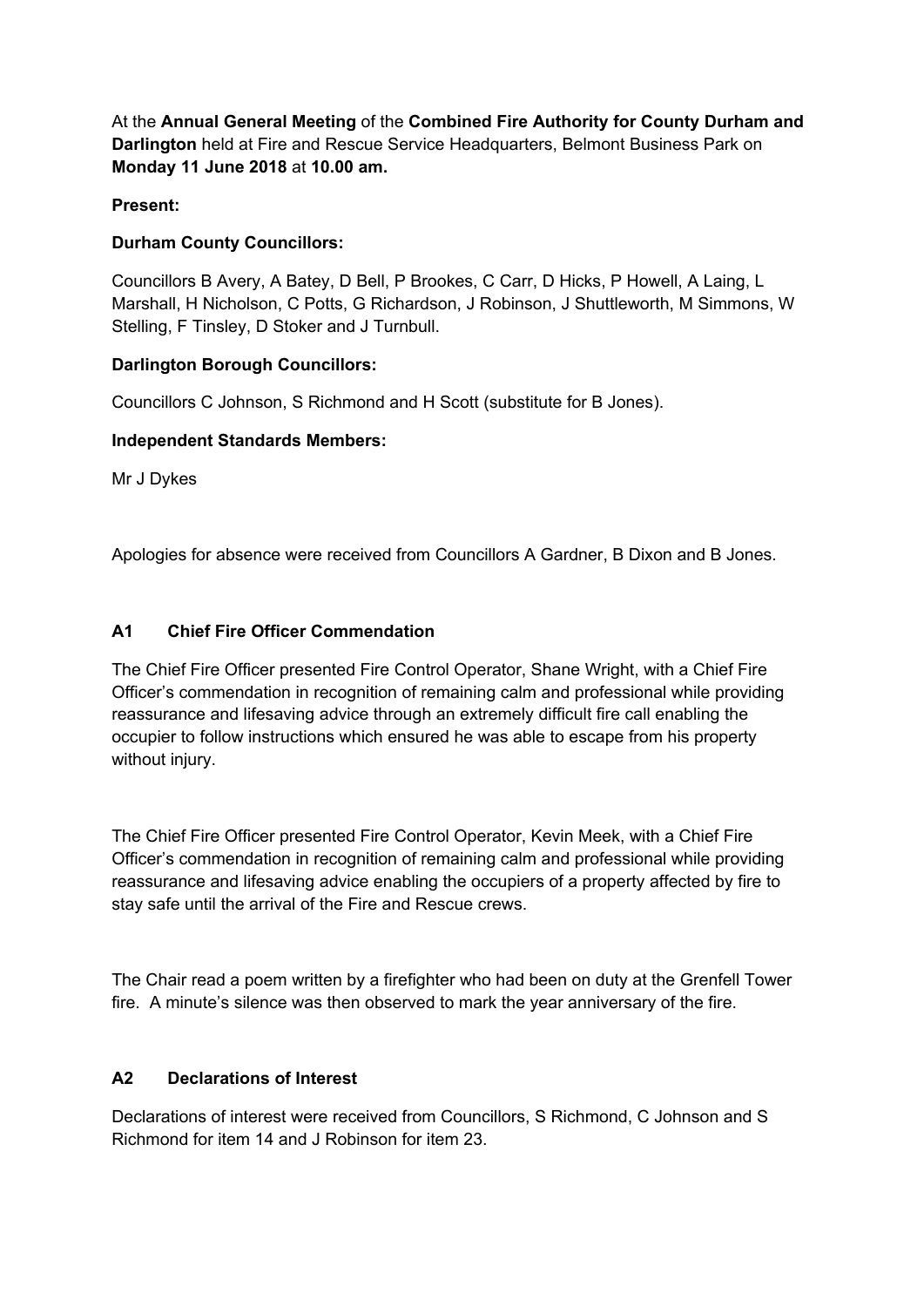At the **Annual General Meeting** of the **Combined Fire Authority for County Durham and Darlington** held at Fire and Rescue Service Headquarters, Belmont Business Park on **Monday 11 June 2018** at **10.00 am.**

**Present:**

**Durham County Councillors:**

Councillors B Avery, A Batey, D Bell, P Brookes, C Carr, D Hicks, P Howell, A Laing, L Marshall, H Nicholson, C Potts, G Richardson, J Robinson, J Shuttleworth, M Simmons, W Stelling, F Tinsley, D Stoker and J Turnbull.

**Darlington Borough Councillors:**

Councillors C Johnson, S Richmond and H Scott (substitute for B Jones).

**Independent Standards Members:**

Mr J Dykes

Apologies for absence were received from Councillors A Gardner, B Dixon and B Jones.

## A1 Chief Fire Officer Commendation

The Chief Fire Officer presented Fire Control Operator, Shane Wright, with a Chief Fire Officer's commendation in recognition of remaining calm and professional while providing reassurance and lifesaving advice through an extremely difficult fire call enabling the occupier to follow instructions which ensured he was able to escape from his property without injury.

The Chief Fire Officer presented Fire Control Operator, Kevin Meek, with a Chief Fire Officer's commendation in recognition of remaining calm and professional while providing reassurance and lifesaving advice enabling the occupiers of a property affected by fire to stay safe until the arrival of the Fire and Rescue crews.

The Chair read a poem written by a firefighter who had been on duty at the Grenfell Tower fire. A minute's silence was then observed to mark the year anniversary of the fire.

## A2 Declarations of Interest

Declarations of interest were received from Councillors, S Richmond, C Johnson and S Richmond for item 14 and J Robinson for item 23.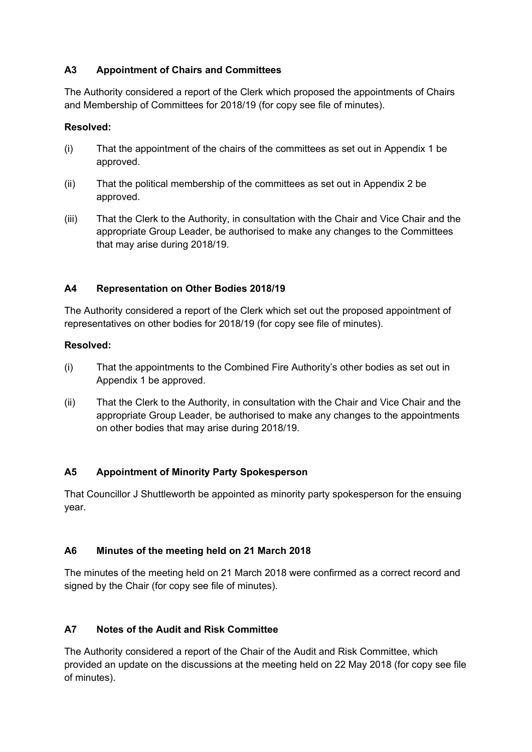### A3 Appointment of Chairs and Committees

The Authority considered a report of the Clerk which proposed the appointments of Chairs and Membership of Committees for 2018/19 (for copy see file of minutes).

**Resolved:**

(i) That the appointment of the chairs of the committees as set out in Appendix 1 be approved.

(ii) That the political membership of the committees as set out in Appendix 2 be approved.

(iii) That the Clerk to the Authority, in consultation with the Chair and Vice Chair and the appropriate Group Leader, be authorised to make any changes to the Committees that may arise during 2018/19.

### A4 Representation on Other Bodies 2018/19

The Authority considered a report of the Clerk which set out the proposed appointment of representatives on other bodies for 2018/19 (for copy see file of minutes).

**Resolved:**

(i) That the appointments to the Combined Fire Authority's other bodies as set out in Appendix 1 be approved.

(ii) That the Clerk to the Authority, in consultation with the Chair and Vice Chair and the appropriate Group Leader, be authorised to make any changes to the appointments on other bodies that may arise during 2018/19.

### A5 Appointment of Minority Party Spokesperson

That Councillor J Shuttleworth be appointed as minority party spokesperson for the ensuing year.

### A6 Minutes of the meeting held on 21 March 2018

The minutes of the meeting held on 21 March 2018 were confirmed as a correct record and signed by the Chair (for copy see file of minutes).

### A7 Notes of the Audit and Risk Committee

The Authority considered a report of the Chair of the Audit and Risk Committee, which provided an update on the discussions at the meeting held on 22 May 2018 (for copy see file of minutes).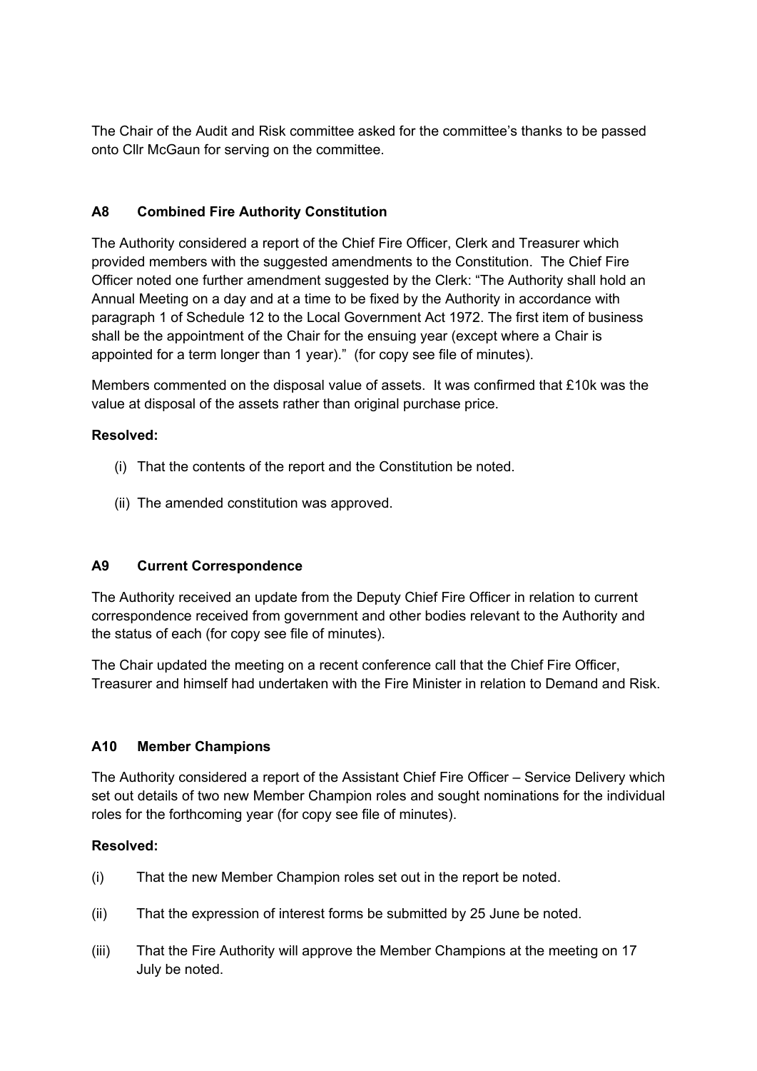The Chair of the Audit and Risk committee asked for the committee's thanks to be passed onto Cllr McGaun for serving on the committee.

## A8 Combined Fire Authority Constitution

The Authority considered a report of the Chief Fire Officer, Clerk and Treasurer which provided members with the suggested amendments to the Constitution. The Chief Fire Officer noted one further amendment suggested by the Clerk: "The Authority shall hold an Annual Meeting on a day and at a time to be fixed by the Authority in accordance with paragraph 1 of Schedule 12 to the Local Government Act 1972. The first item of business shall be the appointment of the Chair for the ensuing year (except where a Chair is appointed for a term longer than 1 year)." (for copy see file of minutes).

Members commented on the disposal value of assets. It was confirmed that £10k was the value at disposal of the assets rather than original purchase price.

**Resolved:**

(i) That the contents of the report and the Constitution be noted.

(ii) The amended constitution was approved.

## A9 Current Correspondence

The Authority received an update from the Deputy Chief Fire Officer in relation to current correspondence received from government and other bodies relevant to the Authority and the status of each (for copy see file of minutes).

The Chair updated the meeting on a recent conference call that the Chief Fire Officer, Treasurer and himself had undertaken with the Fire Minister in relation to Demand and Risk.

## A10 Member Champions

The Authority considered a report of the Assistant Chief Fire Officer – Service Delivery which set out details of two new Member Champion roles and sought nominations for the individual roles for the forthcoming year (for copy see file of minutes).

**Resolved:**

(i) That the new Member Champion roles set out in the report be noted.

(ii) That the expression of interest forms be submitted by 25 June be noted.

(iii) That the Fire Authority will approve the Member Champions at the meeting on 17 July be noted.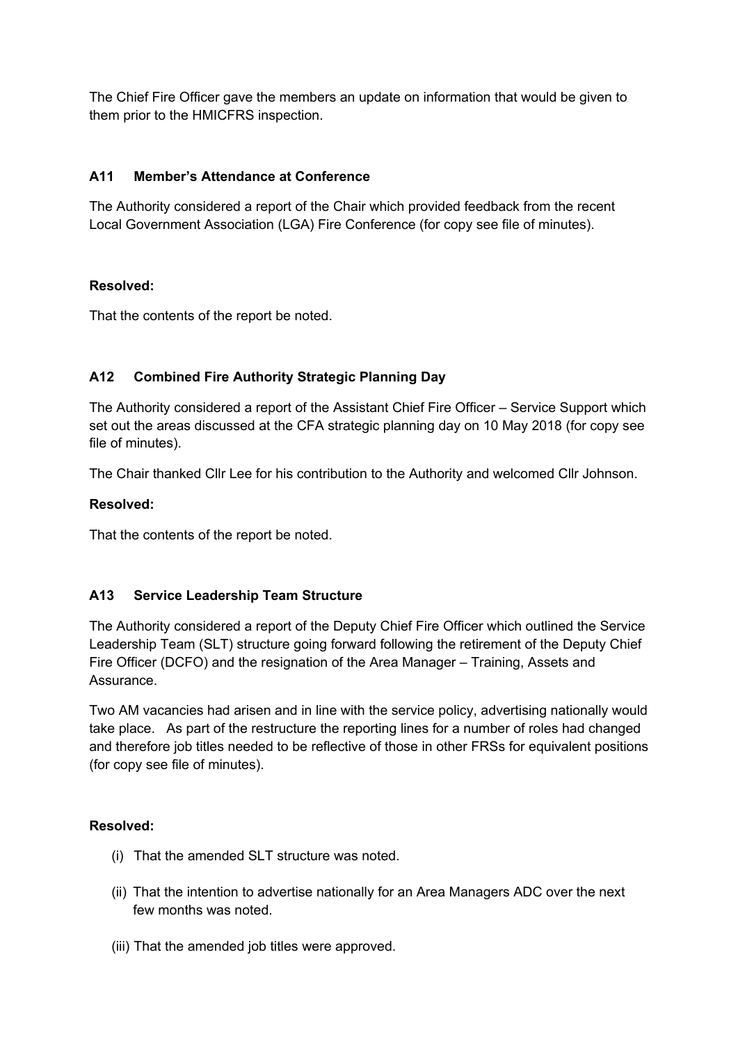The Chief Fire Officer gave the members an update on information that would be given to them prior to the HMICFRS inspection.

### A11 Member's Attendance at Conference

The Authority considered a report of the Chair which provided feedback from the recent Local Government Association (LGA) Fire Conference (for copy see file of minutes).

**Resolved:**

That the contents of the report be noted.

### A12 Combined Fire Authority Strategic Planning Day

The Authority considered a report of the Assistant Chief Fire Officer – Service Support which set out the areas discussed at the CFA strategic planning day on 10 May 2018 (for copy see file of minutes).

The Chair thanked Cllr Lee for his contribution to the Authority and welcomed Cllr Johnson.

**Resolved:**

That the contents of the report be noted.

### A13 Service Leadership Team Structure

The Authority considered a report of the Deputy Chief Fire Officer which outlined the Service Leadership Team (SLT) structure going forward following the retirement of the Deputy Chief Fire Officer (DCFO) and the resignation of the Area Manager – Training, Assets and Assurance.

Two AM vacancies had arisen and in line with the service policy, advertising nationally would take place. As part of the restructure the reporting lines for a number of roles had changed and therefore job titles needed to be reflective of those in other FRSs for equivalent positions (for copy see file of minutes).

**Resolved:**

(i) That the amended SLT structure was noted.

(ii) That the intention to advertise nationally for an Area Managers ADC over the next few months was noted.

(iii) That the amended job titles were approved.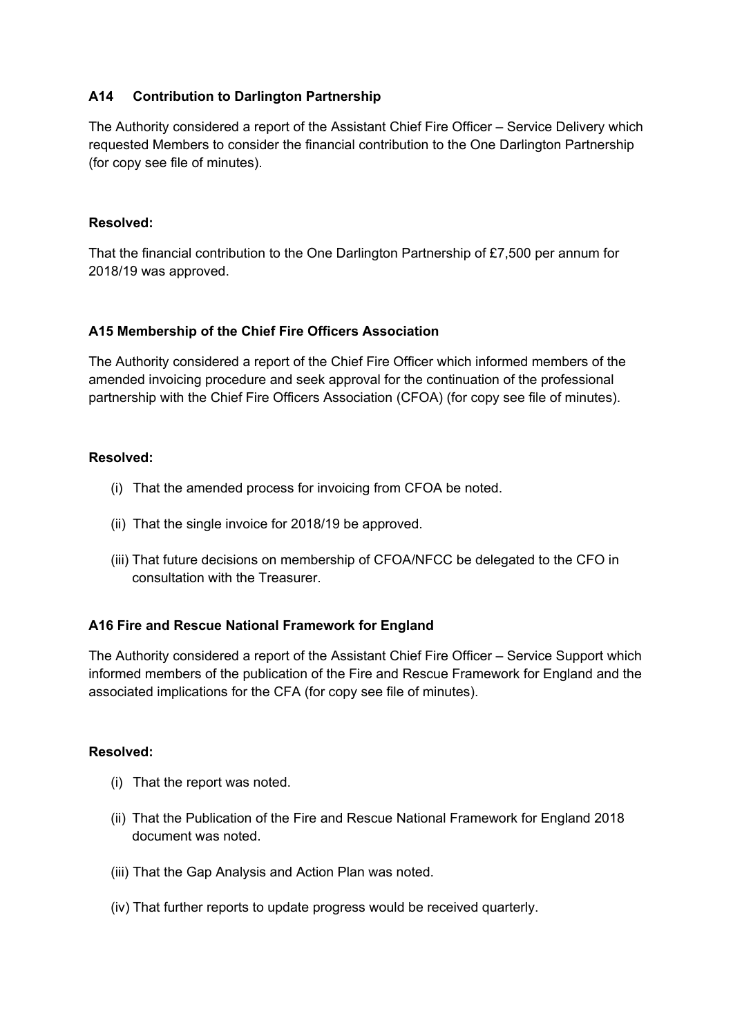### A14 Contribution to Darlington Partnership

The Authority considered a report of the Assistant Chief Fire Officer – Service Delivery which requested Members to consider the financial contribution to the One Darlington Partnership (for copy see file of minutes).

**Resolved:**

That the financial contribution to the One Darlington Partnership of £7,500 per annum for 2018/19 was approved.

### A15 Membership of the Chief Fire Officers Association

The Authority considered a report of the Chief Fire Officer which informed members of the amended invoicing procedure and seek approval for the continuation of the professional partnership with the Chief Fire Officers Association (CFOA) (for copy see file of minutes).

**Resolved:**

(i) That the amended process for invoicing from CFOA be noted.

(ii) That the single invoice for 2018/19 be approved.

(iii) That future decisions on membership of CFOA/NFCC be delegated to the CFO in consultation with the Treasurer.

### A16 Fire and Rescue National Framework for England

The Authority considered a report of the Assistant Chief Fire Officer – Service Support which informed members of the publication of the Fire and Rescue Framework for England and the associated implications for the CFA (for copy see file of minutes).

**Resolved:**

(i) That the report was noted.

(ii) That the Publication of the Fire and Rescue National Framework for England 2018 document was noted.

(iii) That the Gap Analysis and Action Plan was noted.

(iv) That further reports to update progress would be received quarterly.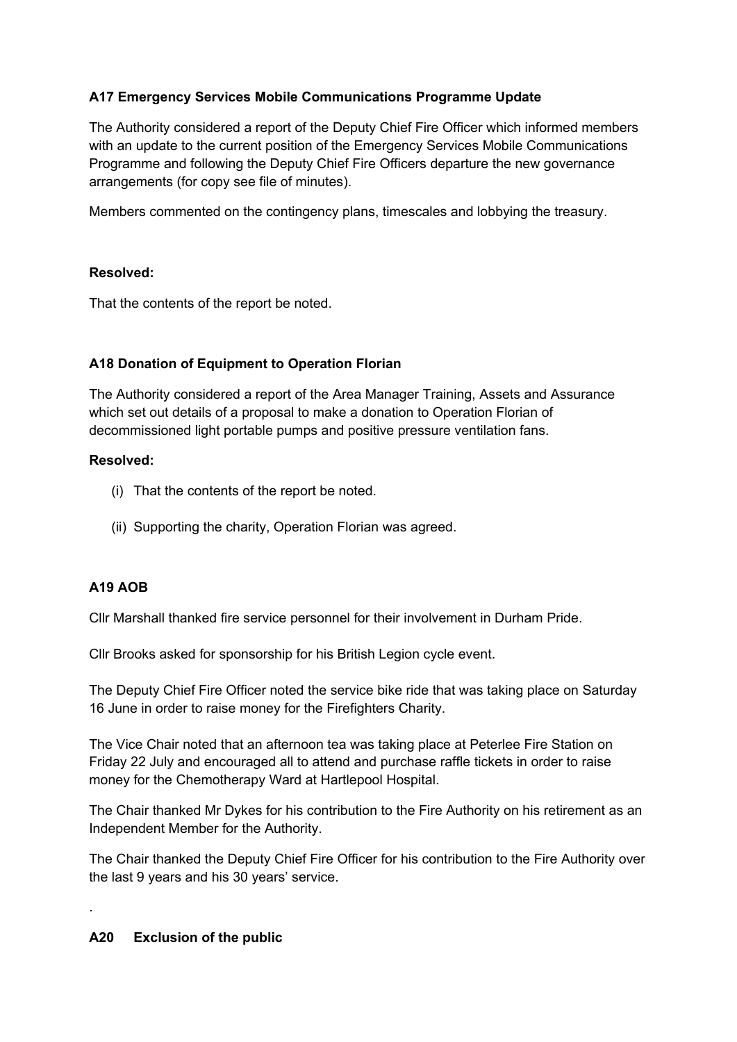### A17 Emergency Services Mobile Communications Programme Update

The Authority considered a report of the Deputy Chief Fire Officer which informed members with an update to the current position of the Emergency Services Mobile Communications Programme and following the Deputy Chief Fire Officers departure the new governance arrangements (for copy see file of minutes).

Members commented on the contingency plans, timescales and lobbying the treasury.

**Resolved:**

That the contents of the report be noted.

### A18 Donation of Equipment to Operation Florian

The Authority considered a report of the Area Manager Training, Assets and Assurance which set out details of a proposal to make a donation to Operation Florian of decommissioned light portable pumps and positive pressure ventilation fans.

**Resolved:**

(i) That the contents of the report be noted.

(ii) Supporting the charity, Operation Florian was agreed.

### A19 AOB

Cllr Marshall thanked fire service personnel for their involvement in Durham Pride.

Cllr Brooks asked for sponsorship for his British Legion cycle event.

The Deputy Chief Fire Officer noted the service bike ride that was taking place on Saturday 16 June in order to raise money for the Firefighters Charity.

The Vice Chair noted that an afternoon tea was taking place at Peterlee Fire Station on Friday 22 July and encouraged all to attend and purchase raffle tickets in order to raise money for the Chemotherapy Ward at Hartlepool Hospital.

The Chair thanked Mr Dykes for his contribution to the Fire Authority on his retirement as an Independent Member for the Authority.

The Chair thanked the Deputy Chief Fire Officer for his contribution to the Fire Authority over the last 9 years and his 30 years' service.

.

### A20 Exclusion of the public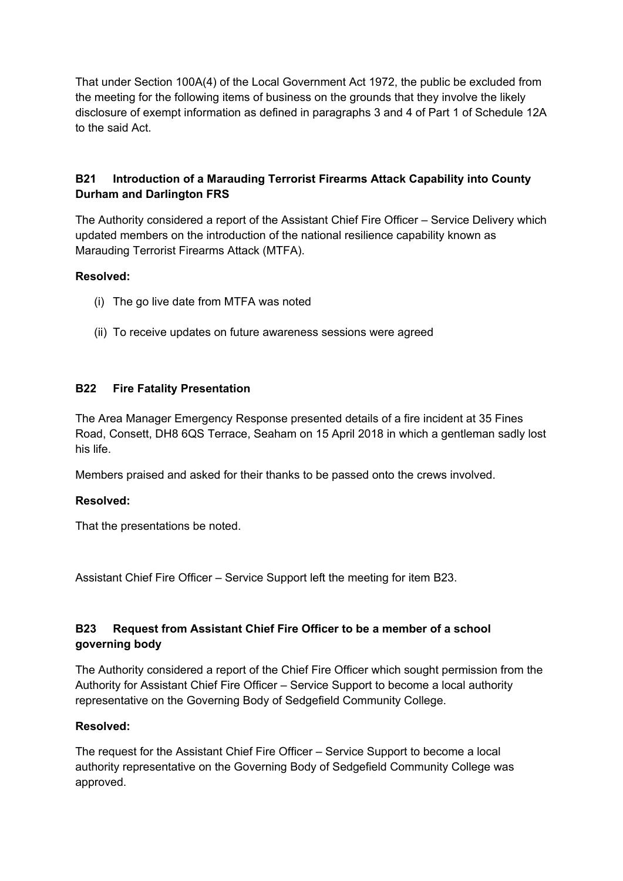That under Section 100A(4) of the Local Government Act 1972, the public be excluded from the meeting for the following items of business on the grounds that they involve the likely disclosure of exempt information as defined in paragraphs 3 and 4 of Part 1 of Schedule 12A to the said Act.

### B21 Introduction of a Marauding Terrorist Firearms Attack Capability into County Durham and Darlington FRS

The Authority considered a report of the Assistant Chief Fire Officer – Service Delivery which updated members on the introduction of the national resilience capability known as Marauding Terrorist Firearms Attack (MTFA).

**Resolved:**

(i) The go live date from MTFA was noted

(ii) To receive updates on future awareness sessions were agreed

### B22 Fire Fatality Presentation

The Area Manager Emergency Response presented details of a fire incident at 35 Fines Road, Consett, DH8 6QS Terrace, Seaham on 15 April 2018 in which a gentleman sadly lost his life.

Members praised and asked for their thanks to be passed onto the crews involved.

**Resolved:**

That the presentations be noted.

Assistant Chief Fire Officer – Service Support left the meeting for item B23.

### B23 Request from Assistant Chief Fire Officer to be a member of a school governing body

The Authority considered a report of the Chief Fire Officer which sought permission from the Authority for Assistant Chief Fire Officer – Service Support to become a local authority representative on the Governing Body of Sedgefield Community College.

**Resolved:**

The request for the Assistant Chief Fire Officer – Service Support to become a local authority representative on the Governing Body of Sedgefield Community College was approved.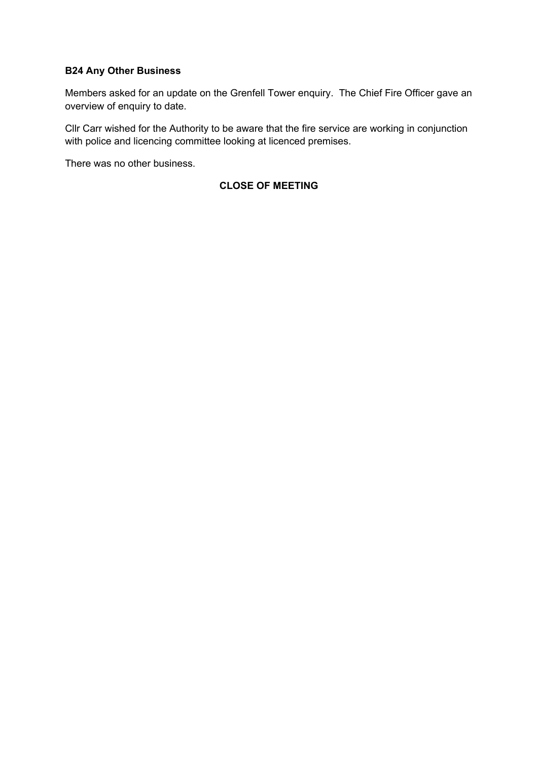**B24 Any Other Business**

Members asked for an update on the Grenfell Tower enquiry. The Chief Fire Officer gave an overview of enquiry to date.

Cllr Carr wished for the Authority to be aware that the fire service are working in conjunction with police and licencing committee looking at licenced premises.

There was no other business.

**CLOSE OF MEETING**